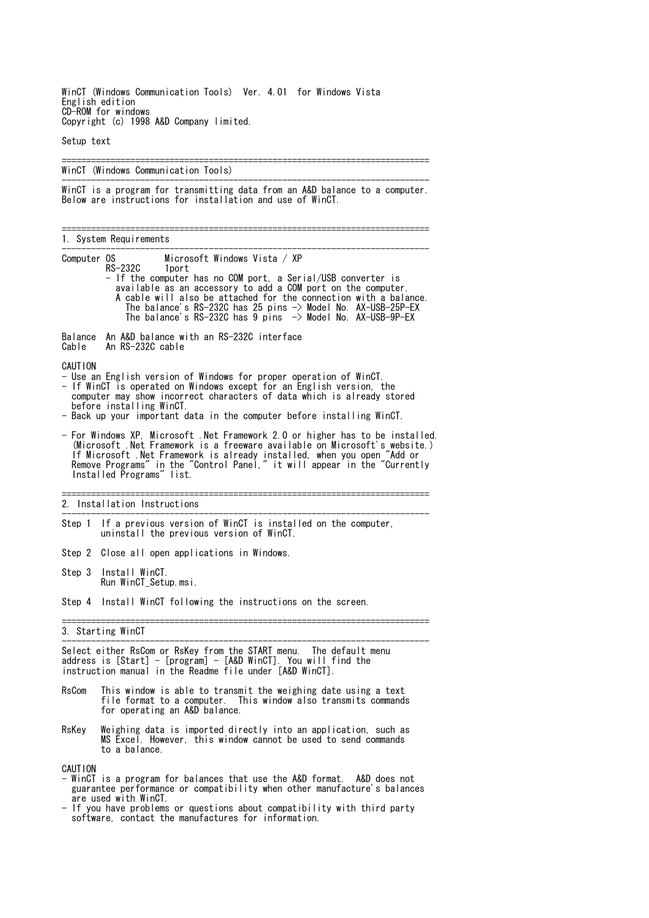WinCT (Windows Communication Tools) Ver. 4.01 for Windows Vista
English edition
CD-ROM for windows
Copyright (c) 1998 A&D Company limited.

Setup text

## WinCT (Windows Communication Tools)

WinCT is a program for transmitting data from an A&D balance to a computer.
Below are instructions for installation and use of WinCT.

## 1. System Requirements

Computer OS Microsoft Windows Vista / XP
RS-232C 1port
- If the computer has no COM port, a Serial/USB converter is available as an accessory to add a COM port on the computer. A cable will also be attached for the connection with a balance.
  - The balance's RS-232C has 25 pins -> Model No. AX-USB-25P-EX
  - The balance's RS-232C has 9 pins -> Model No. AX-USB-9P-EX

Balance An A&D balance with an RS-232C interface
Cable An RS-232C cable

CAUTION
- Use an English version of Windows for proper operation of WinCT.
- If WinCT is operated on Windows except for an English version, the computer may show incorrect characters of data which is already stored before installing WinCT.
- Back up your important data in the computer before installing WinCT.
- For Windows XP, Microsoft .Net Framework 2.0 or higher has to be installed. (Microsoft .Net Framework is a freeware available on Microsoft's website.) If Microsoft .Net Framework is already installed, when you open "Add or Remove Programs" in the "Control Panel," it will appear in the "Currently Installed Programs" list.

## 2. Installation Instructions

Step 1 If a previous version of WinCT is installed on the computer, uninstall the previous version of WinCT.

Step 2 Close all open applications in Windows.

Step 3 Install WinCT.
Run WinCT_Setup.msi.

Step 4 Install WinCT following the instructions on the screen.

## 3. Starting WinCT

Select either RsCom or RsKey from the START menu. The default menu address is [Start] - [program] - [A&D WinCT]. You will find the instruction manual in the Readme file under [A&D WinCT].

RsCom This window is able to transmit the weighing date using a text file format to a computer. This window also transmits commands for operating an A&D balance.

RsKey Weighing data is imported directly into an application, such as MS Excel. However, this window cannot be used to send commands to a balance.

CAUTION
- WinCT is a program for balances that use the A&D format. A&D does not guarantee performance or compatibility when other manufacture's balances are used with WinCT.
- If you have problems or questions about compatibility with third party software, contact the manufactures for information.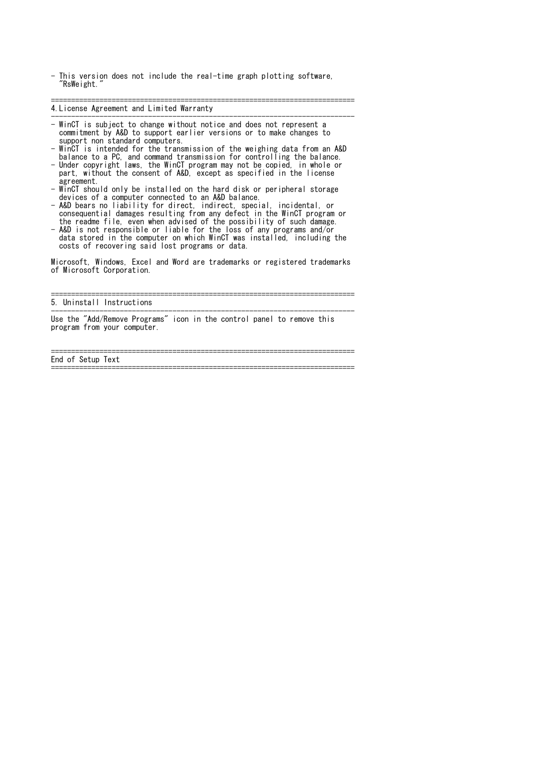- This version does not include the real-time graph plotting software, "RsWeight."

## 4. License Agreement and Limited Warranty

- WinCT is subject to change without notice and does not represent a commitment by A&D to support earlier versions or to make changes to support non standard computers.
- WinCT is intended for the transmission of the weighing data from an A&D balance to a PC, and command transmission for controlling the balance.
- Under copyright laws, the WinCT program may not be copied, in whole or part, without the consent of A&D, except as specified in the license agreement.
- WinCT should only be installed on the hard disk or peripheral storage devices of a computer connected to an A&D balance.
- A&D bears no liability for direct, indirect, special, incidental, or consequential damages resulting from any defect in the WinCT program or the readme file, even when advised of the possibility of such damage.
- A&D is not responsible or liable for the loss of any programs and/or data stored in the computer on which WinCT was installed, including the costs of recovering said lost programs or data.

Microsoft, Windows, Excel and Word are trademarks or registered trademarks of Microsoft Corporation.

## 5. Uninstall Instructions

Use the "Add/Remove Programs" icon in the control panel to remove this program from your computer.

## End of Setup Text